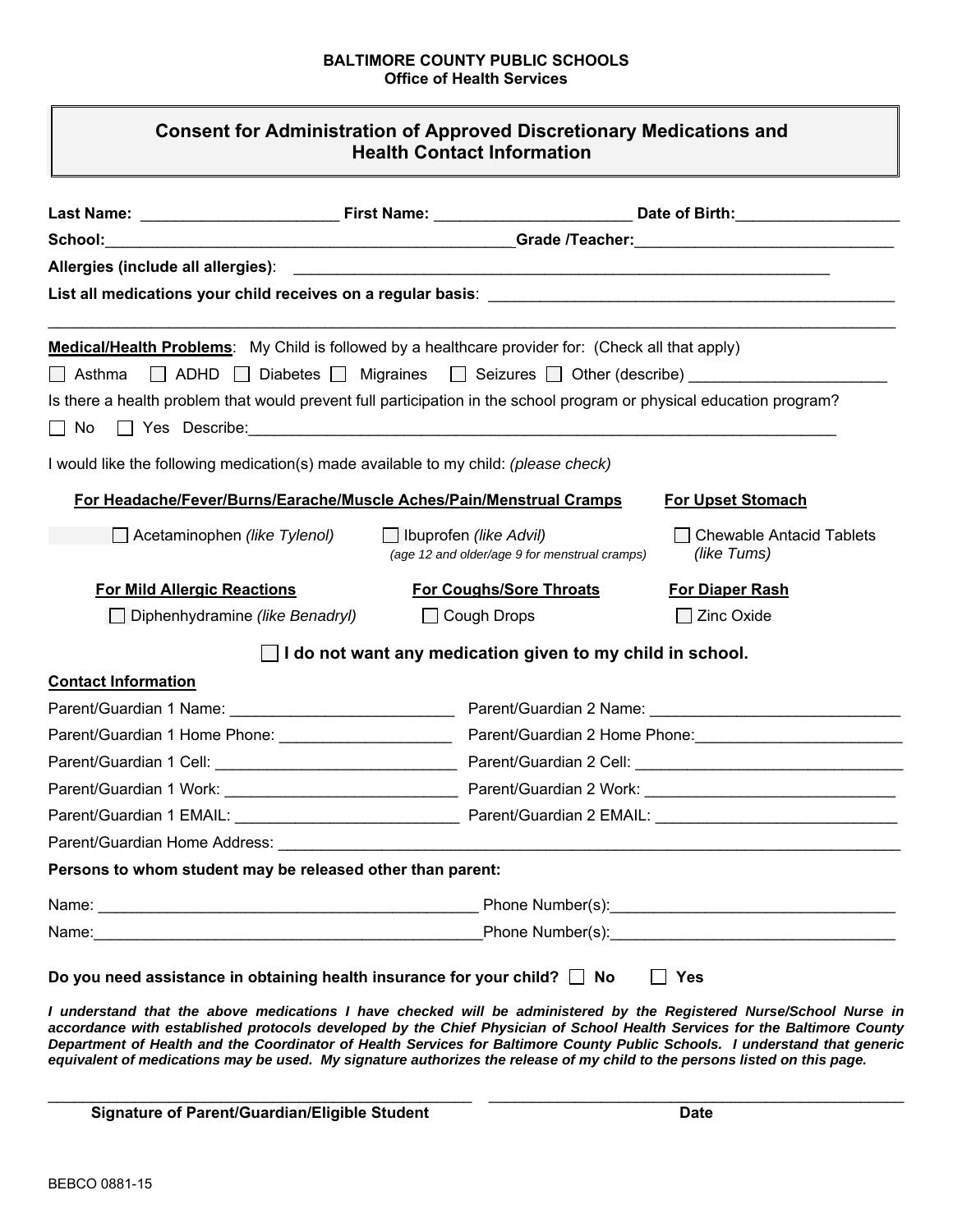**BALTIMORE COUNTY PUBLIC SCHOOLS**
**Office of Health Services**

# Consent for Administration of Approved Discretionary Medications and Health Contact Information

**Last Name:** ______________________ **First Name:** ______________________ **Date of Birth:**__________________

**School:**_____________________________________________**Grade /Teacher:**____________________________

**Allergies (include all allergies)**: ___________________________________________________________

**List all medications your child receives on a regular basis**: _____________________________________________

_____________________________________________________________________________________________

**Medical/Health Problems**: My Child is followed by a healthcare provider for: (Check all that apply)

☐ Asthma ☐ ADHD ☐ Diabetes ☐ Migraines ☐ Seizures ☐ Other (describe) ______________________

Is there a health problem that would prevent full participation in the school program or physical education program?

☐ No ☐ Yes Describe:_______________________________________________________________

I would like the following medication(s) made available to my child: *(please check)*

**For Headache/Fever/Burns/Earache/Muscle Aches/Pain/Menstrual Cramps**

☐ Acetaminophen *(like Tylenol)*

☐ Ibuprofen *(like Advil)* *(age 12 and older/age 9 for menstrual cramps)*

**For Upset Stomach**

☐ Chewable Antacid Tablets *(like Tums)*

**For Mild Allergic Reactions**

☐ Diphenhydramine *(like Benadryl)*

**For Coughs/Sore Throats**

☐ Cough Drops

**For Diaper Rash**

☐ Zinc Oxide

☐ **I do not want any medication given to my child in school.**

**Contact Information**

Parent/Guardian 1 Name: _________________________ Parent/Guardian 2 Name: ____________________________

Parent/Guardian 1 Home Phone: ___________________ Parent/Guardian 2 Home Phone:_______________________

Parent/Guardian 1 Cell: ___________________________ Parent/Guardian 2 Cell: ______________________________

Parent/Guardian 1 Work: __________________________ Parent/Guardian 2 Work: ____________________________

Parent/Guardian 1 EMAIL: _________________________ Parent/Guardian 2 EMAIL: ___________________________

Parent/Guardian Home Address: ________________________________________________________________________

**Persons to whom student may be released other than parent:**

Name: ____________________________________________ Phone Number(s):________________________________

Name:_____________________________________________Phone Number(s):________________________________

**Do you need assistance in obtaining health insurance for your child?** ☐ **No** ☐ **Yes**

***I understand that the above medications I have checked will be administered by the Registered Nurse/School Nurse in accordance with established protocols developed by the Chief Physician of School Health Services for the Baltimore County Department of Health and the Coordinator of Health Services for Baltimore County Public Schools. I understand that generic equivalent of medications may be used. My signature authorizes the release of my child to the persons listed on this page.***

_______________________________________________ _______________________________________________

**Signature of Parent/Guardian/Eligible Student** **Date**

BEBCO 0881-15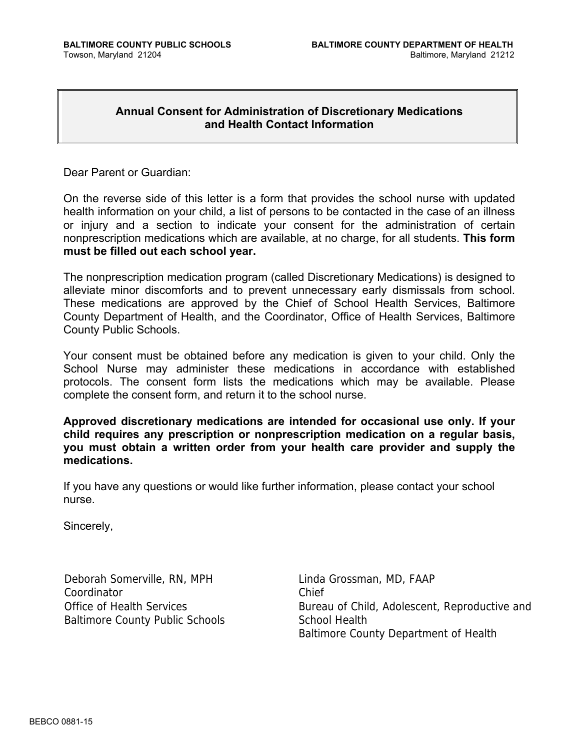**BALTIMORE COUNTY PUBLIC SCHOOLS**
Towson, Maryland 21204

**BALTIMORE COUNTY DEPARTMENT OF HEALTH**
Baltimore, Maryland 21212

## Annual Consent for Administration of Discretionary Medications and Health Contact Information

Dear Parent or Guardian:

On the reverse side of this letter is a form that provides the school nurse with updated health information on your child, a list of persons to be contacted in the case of an illness or injury and a section to indicate your consent for the administration of certain nonprescription medications which are available, at no charge, for all students. **This form must be filled out each school year.**

The nonprescription medication program (called Discretionary Medications) is designed to alleviate minor discomforts and to prevent unnecessary early dismissals from school. These medications are approved by the Chief of School Health Services, Baltimore County Department of Health, and the Coordinator, Office of Health Services, Baltimore County Public Schools.

Your consent must be obtained before any medication is given to your child. Only the School Nurse may administer these medications in accordance with established protocols. The consent form lists the medications which may be available. Please complete the consent form, and return it to the school nurse.

**Approved discretionary medications are intended for occasional use only. If your child requires any prescription or nonprescription medication on a regular basis, you must obtain a written order from your health care provider and supply the medications.**

If you have any questions or would like further information, please contact your school nurse.

Sincerely,

Deborah Somerville, RN, MPH
Coordinator
Office of Health Services
Baltimore County Public Schools

Linda Grossman, MD, FAAP
Chief
Bureau of Child, Adolescent, Reproductive and School Health
Baltimore County Department of Health

BEBCO 0881-15